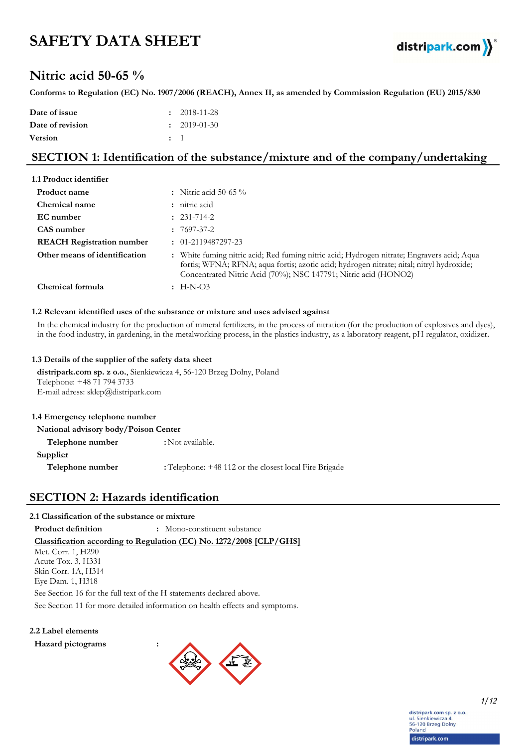# SAFETY DATA SHEET

## Nitric acid 50-65 %

**Conforms to Regulation (EC) No. 1907/2006 (REACH), Annex II, as amended by Commission Regulation (EU) 2015/830**

| | | |
|---|---|---|
| **Date of issue** | : | 2018-11-28 |
| **Date of revision** | : | 2019-01-30 |
| **Version** | : | 1 |

## SECTION 1: Identification of the substance/mixture and of the company/undertaking

### 1.1 Product identifier

| | |
|---|---|
| **Product name** | : Nitric acid 50-65 % |
| **Chemical name** | : nitric acid |
| **EC number** | : 231-714-2 |
| **CAS number** | : 7697-37-2 |
| **REACH Registration number** | : 01-2119487297-23 |
| **Other means of identification** | : White fuming nitric acid; Red fuming nitric acid; Hydrogen nitrate; Engravers acid; Aqua fortis; WFNA; RFNA; aqua fortis; azotic acid; hydrogen nitrate; nital; nitryl hydroxide; Concentrated Nitric Acid (70%); NSC 147791; Nitric acid (HONO2) |
| **Chemical formula** | : H-N-O3 |

### 1.2 Relevant identified uses of the substance or mixture and uses advised against

In the chemical industry for the production of mineral fertilizers, in the process of nitration (for the production of explosives and dyes), in the food industry, in gardening, in the metalworking process, in the plastics industry, as a laboratory reagent, pH regulator, oxidizer.

### 1.3 Details of the supplier of the safety data sheet

**distripark.com sp. z o.o.**, Sienkiewicza 4, 56-120 Brzeg Dolny, Poland
Telephone: +48 71 794 3733
E-mail adress: sklep@distripark.com

### 1.4 Emergency telephone number

National advisory body/Poison Center

**Telephone number** : Not available.

Supplier

**Telephone number** : Telephone: +48 112 or the closest local Fire Brigade

## SECTION 2: Hazards identification

### 2.1 Classification of the substance or mixture

**Product definition** : Mono-constituent substance

Classification according to Regulation (EC) No. 1272/2008 [CLP/GHS]

Met. Corr. 1, H290
Acute Tox. 3, H331
Skin Corr. 1A, H314
Eye Dam. 1, H318

See Section 16 for the full text of the H statements declared above.

See Section 11 for more detailed information on health effects and symptoms.

### 2.2 Label elements

**Hazard pictograms** :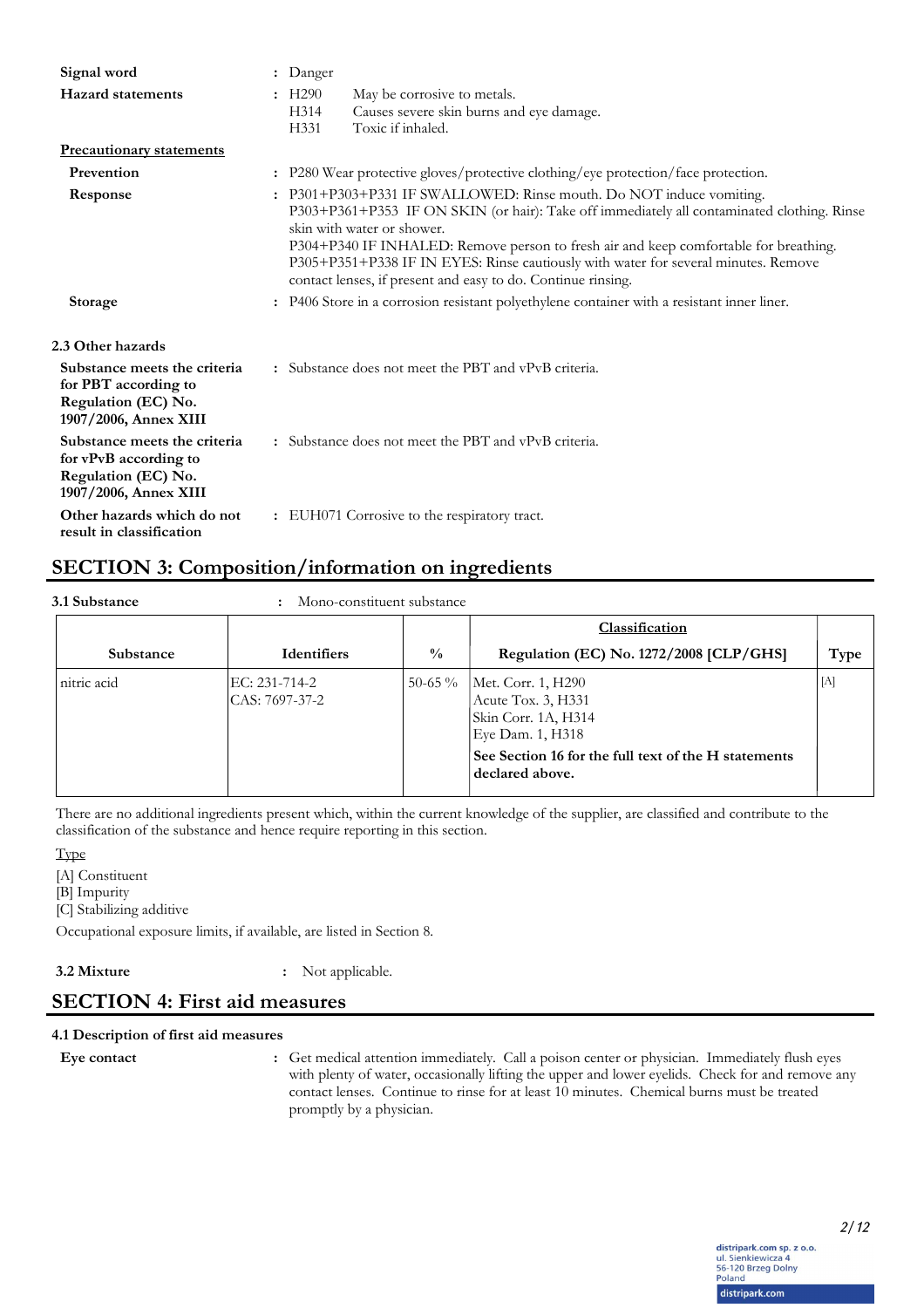**Signal word** : Danger

**Hazard statements** :
- H290 May be corrosive to metals.
- H314 Causes severe skin burns and eye damage.
- H331 Toxic if inhaled.

**Precautionary statements**

**Prevention** : P280 Wear protective gloves/protective clothing/eye protection/face protection.

**Response** : P301+P303+P331 IF SWALLOWED: Rinse mouth. Do NOT induce vomiting.
P303+P361+P353 IF ON SKIN (or hair): Take off immediately all contaminated clothing. Rinse skin with water or shower.
P304+P340 IF INHALED: Remove person to fresh air and keep comfortable for breathing.
P305+P351+P338 IF IN EYES: Rinse cautiously with water for several minutes. Remove contact lenses, if present and easy to do. Continue rinsing.

**Storage** : P406 Store in a corrosion resistant polyethylene container with a resistant inner liner.

### 2.3 Other hazards

**Substance meets the criteria for PBT according to Regulation (EC) No. 1907/2006, Annex XIII** : Substance does not meet the PBT and vPvB criteria.

**Substance meets the criteria for vPvB according to Regulation (EC) No. 1907/2006, Annex XIII** : Substance does not meet the PBT and vPvB criteria.

**Other hazards which do not result in classification** : EUH071 Corrosive to the respiratory tract.

## SECTION 3: Composition/information on ingredients

**3.1 Substance** : Mono-constituent substance

| Substance | Identifiers | % | Classification<br>Regulation (EC) No. 1272/2008 [CLP/GHS] | Type |
|---|---|---|---|---|
| nitric acid | EC: 231-714-2<br>CAS: 7697-37-2 | 50-65 % | Met. Corr. 1, H290<br>Acute Tox. 3, H331<br>Skin Corr. 1A, H314<br>Eye Dam. 1, H318<br>**See Section 16 for the full text of the H statements declared above.** | [A] |

There are no additional ingredients present which, within the current knowledge of the supplier, are classified and contribute to the classification of the substance and hence require reporting in this section.

Type

[A] Constituent
[B] Impurity
[C] Stabilizing additive

Occupational exposure limits, if available, are listed in Section 8.

**3.2 Mixture** : Not applicable.

## SECTION 4: First aid measures

### 4.1 Description of first aid measures

**Eye contact** : Get medical attention immediately. Call a poison center or physician. Immediately flush eyes with plenty of water, occasionally lifting the upper and lower eyelids. Check for and remove any contact lenses. Continue to rinse for at least 10 minutes. Chemical burns must be treated promptly by a physician.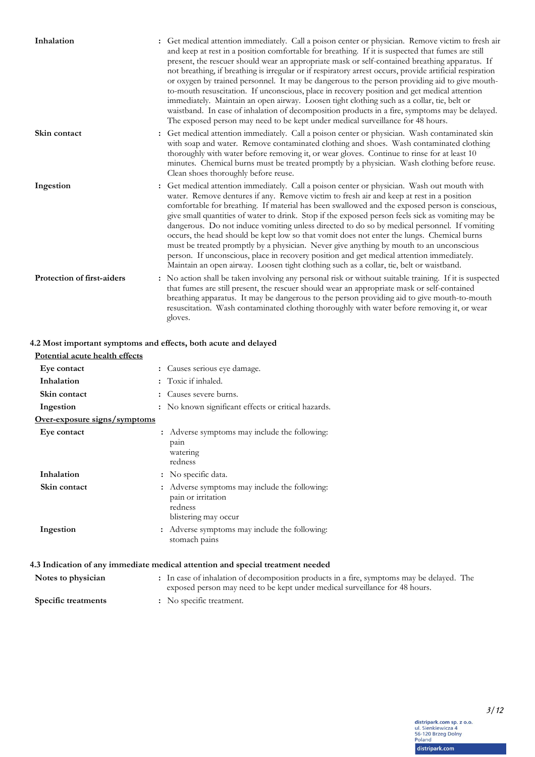**Inhalation** : Get medical attention immediately. Call a poison center or physician. Remove victim to fresh air and keep at rest in a position comfortable for breathing. If it is suspected that fumes are still present, the rescuer should wear an appropriate mask or self-contained breathing apparatus. If not breathing, if breathing is irregular or if respiratory arrest occurs, provide artificial respiration or oxygen by trained personnel. It may be dangerous to the person providing aid to give mouth-to-mouth resuscitation. If unconscious, place in recovery position and get medical attention immediately. Maintain an open airway. Loosen tight clothing such as a collar, tie, belt or waistband. In case of inhalation of decomposition products in a fire, symptoms may be delayed. The exposed person may need to be kept under medical surveillance for 48 hours.

**Skin contact** : Get medical attention immediately. Call a poison center or physician. Wash contaminated skin with soap and water. Remove contaminated clothing and shoes. Wash contaminated clothing thoroughly with water before removing it, or wear gloves. Continue to rinse for at least 10 minutes. Chemical burns must be treated promptly by a physician. Wash clothing before reuse. Clean shoes thoroughly before reuse.

**Ingestion** : Get medical attention immediately. Call a poison center or physician. Wash out mouth with water. Remove dentures if any. Remove victim to fresh air and keep at rest in a position comfortable for breathing. If material has been swallowed and the exposed person is conscious, give small quantities of water to drink. Stop if the exposed person feels sick as vomiting may be dangerous. Do not induce vomiting unless directed to do so by medical personnel. If vomiting occurs, the head should be kept low so that vomit does not enter the lungs. Chemical burns must be treated promptly by a physician. Never give anything by mouth to an unconscious person. If unconscious, place in recovery position and get medical attention immediately. Maintain an open airway. Loosen tight clothing such as a collar, tie, belt or waistband.

**Protection of first-aiders** : No action shall be taken involving any personal risk or without suitable training. If it is suspected that fumes are still present, the rescuer should wear an appropriate mask or self-contained breathing apparatus. It may be dangerous to the person providing aid to give mouth-to-mouth resuscitation. Wash contaminated clothing thoroughly with water before removing it, or wear gloves.

## 4.2 Most important symptoms and effects, both acute and delayed

**Potential acute health effects**

**Eye contact** : Causes serious eye damage.

**Inhalation** : Toxic if inhaled.

**Skin contact** : Causes severe burns.

**Ingestion** : No known significant effects or critical hazards.

**Over-exposure signs/symptoms**

**Eye contact** : Adverse symptoms may include the following:
pain
watering
redness

**Inhalation** : No specific data.

**Skin contact** : Adverse symptoms may include the following:
pain or irritation
redness
blistering may occur

**Ingestion** : Adverse symptoms may include the following:
stomach pains

## 4.3 Indication of any immediate medical attention and special treatment needed

**Notes to physician** : In case of inhalation of decomposition products in a fire, symptoms may be delayed. The exposed person may need to be kept under medical surveillance for 48 hours.

**Specific treatments** : No specific treatment.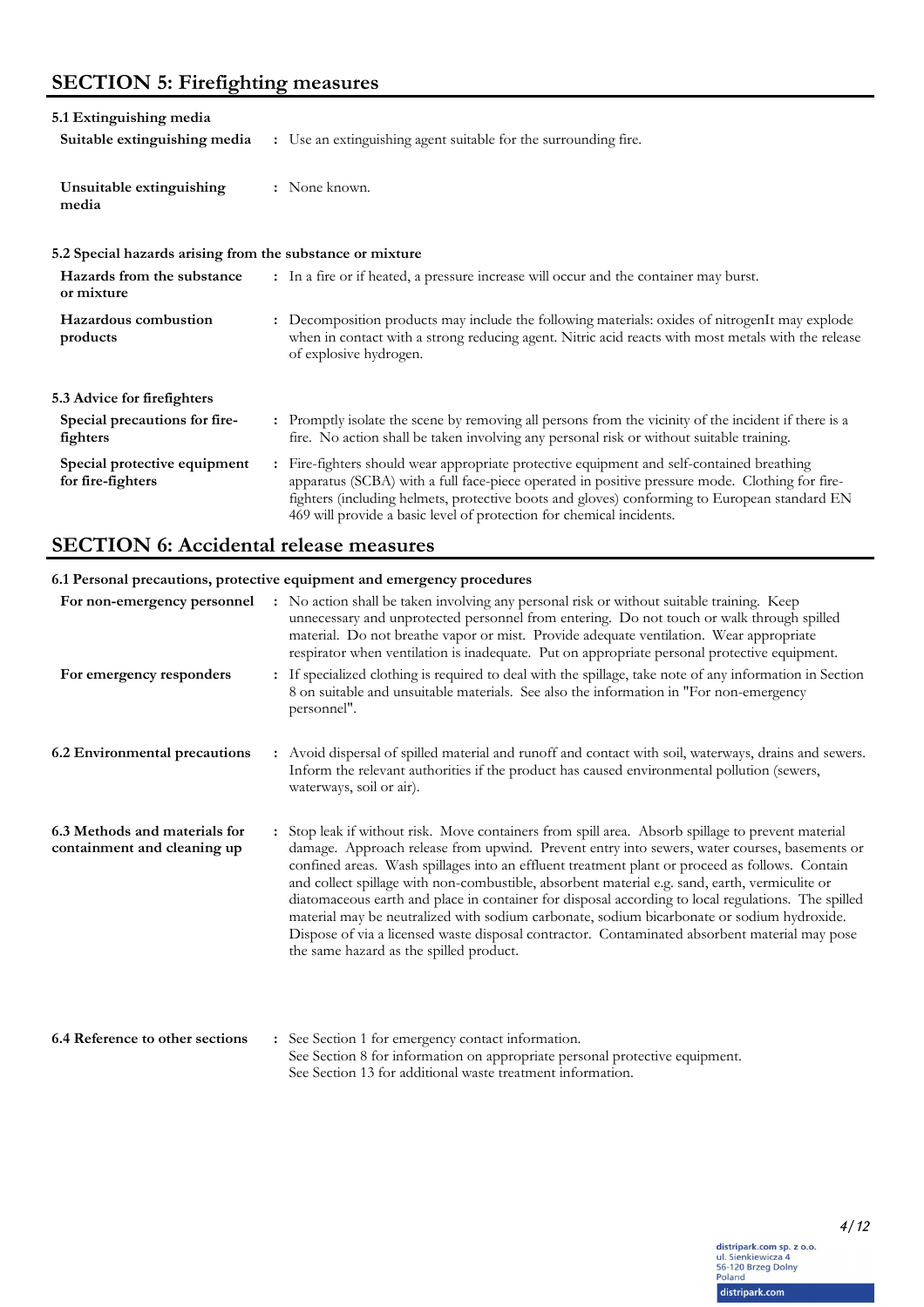## SECTION 5: Firefighting measures

### 5.1 Extinguishing media

| | |
|---|---|
| **Suitable extinguishing media** | : Use an extinguishing agent suitable for the surrounding fire. |
| **Unsuitable extinguishing media** | : None known. |

### 5.2 Special hazards arising from the substance or mixture

| | |
|---|---|
| **Hazards from the substance or mixture** | : In a fire or if heated, a pressure increase will occur and the container may burst. |
| **Hazardous combustion products** | : Decomposition products may include the following materials: oxides of nitrogenIt may explode when in contact with a strong reducing agent. Nitric acid reacts with most metals with the release of explosive hydrogen. |

### 5.3 Advice for firefighters

| | |
|---|---|
| **Special precautions for fire-fighters** | : Promptly isolate the scene by removing all persons from the vicinity of the incident if there is a fire. No action shall be taken involving any personal risk or without suitable training. |
| **Special protective equipment for fire-fighters** | : Fire-fighters should wear appropriate protective equipment and self-contained breathing apparatus (SCBA) with a full face-piece operated in positive pressure mode. Clothing for fire-fighters (including helmets, protective boots and gloves) conforming to European standard EN 469 will provide a basic level of protection for chemical incidents. |

## SECTION 6: Accidental release measures

### 6.1 Personal precautions, protective equipment and emergency procedures

| | |
|---|---|
| **For non-emergency personnel** | : No action shall be taken involving any personal risk or without suitable training. Keep unnecessary and unprotected personnel from entering. Do not touch or walk through spilled material. Do not breathe vapor or mist. Provide adequate ventilation. Wear appropriate respirator when ventilation is inadequate. Put on appropriate personal protective equipment. |
| **For emergency responders** | : If specialized clothing is required to deal with the spillage, take note of any information in Section 8 on suitable and unsuitable materials. See also the information in "For non-emergency personnel". |

| | |
|---|---|
| **6.2 Environmental precautions** | : Avoid dispersal of spilled material and runoff and contact with soil, waterways, drains and sewers. Inform the relevant authorities if the product has caused environmental pollution (sewers, waterways, soil or air). |
| **6.3 Methods and materials for containment and cleaning up** | : Stop leak if without risk. Move containers from spill area. Absorb spillage to prevent material damage. Approach release from upwind. Prevent entry into sewers, water courses, basements or confined areas. Wash spillages into an effluent treatment plant or proceed as follows. Contain and collect spillage with non-combustible, absorbent material e.g. sand, earth, vermiculite or diatomaceous earth and place in container for disposal according to local regulations. The spilled material may be neutralized with sodium carbonate, sodium bicarbonate or sodium hydroxide. Dispose of via a licensed waste disposal contractor. Contaminated absorbent material may pose the same hazard as the spilled product. |
| **6.4 Reference to other sections** | : See Section 1 for emergency contact information. See Section 8 for information on appropriate personal protective equipment. See Section 13 for additional waste treatment information. |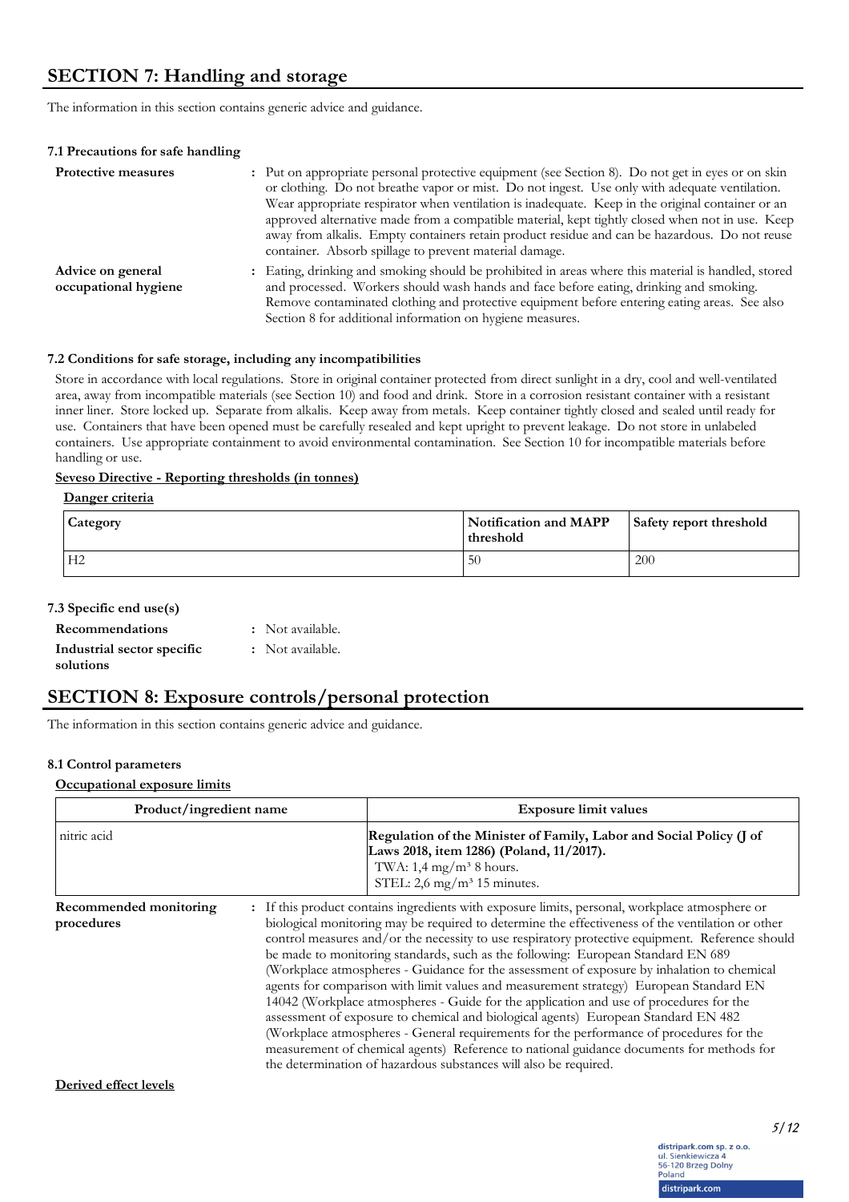## SECTION 7: Handling and storage

The information in this section contains generic advice and guidance.

### 7.1 Precautions for safe handling

**Protective measures** : Put on appropriate personal protective equipment (see Section 8). Do not get in eyes or on skin or clothing. Do not breathe vapor or mist. Do not ingest. Use only with adequate ventilation. Wear appropriate respirator when ventilation is inadequate. Keep in the original container or an approved alternative made from a compatible material, kept tightly closed when not in use. Keep away from alkalis. Empty containers retain product residue and can be hazardous. Do not reuse container. Absorb spillage to prevent material damage.

**Advice on general occupational hygiene** : Eating, drinking and smoking should be prohibited in areas where this material is handled, stored and processed. Workers should wash hands and face before eating, drinking and smoking. Remove contaminated clothing and protective equipment before entering eating areas. See also Section 8 for additional information on hygiene measures.

### 7.2 Conditions for safe storage, including any incompatibilities

Store in accordance with local regulations. Store in original container protected from direct sunlight in a dry, cool and well-ventilated area, away from incompatible materials (see Section 10) and food and drink. Store in a corrosion resistant container with a resistant inner liner. Store locked up. Separate from alkalis. Keep away from metals. Keep container tightly closed and sealed until ready for use. Containers that have been opened must be carefully resealed and kept upright to prevent leakage. Do not store in unlabeled containers. Use appropriate containment to avoid environmental contamination. See Section 10 for incompatible materials before handling or use.

**Seveso Directive - Reporting thresholds (in tonnes)**

**Danger criteria**

| Category | Notification and MAPP threshold | Safety report threshold |
|---|---|---|
| H2 | 50 | 200 |

### 7.3 Specific end use(s)

**Recommendations** : Not available.

**Industrial sector specific solutions** : Not available.

## SECTION 8: Exposure controls/personal protection

The information in this section contains generic advice and guidance.

### 8.1 Control parameters

**Occupational exposure limits**

| Product/ingredient name | Exposure limit values |
|---|---|
| nitric acid | **Regulation of the Minister of Family, Labor and Social Policy (J of Laws 2018, item 1286) (Poland, 11/2017).** TWA: 1,4 mg/m³ 8 hours. STEL: 2,6 mg/m³ 15 minutes. |

**Recommended monitoring procedures** : If this product contains ingredients with exposure limits, personal, workplace atmosphere or biological monitoring may be required to determine the effectiveness of the ventilation or other control measures and/or the necessity to use respiratory protective equipment. Reference should be made to monitoring standards, such as the following: European Standard EN 689 (Workplace atmospheres - Guidance for the assessment of exposure by inhalation to chemical agents for comparison with limit values and measurement strategy) European Standard EN 14042 (Workplace atmospheres - Guide for the application and use of procedures for the assessment of exposure to chemical and biological agents) European Standard EN 482 (Workplace atmospheres - General requirements for the performance of procedures for the measurement of chemical agents) Reference to national guidance documents for methods for the determination of hazardous substances will also be required.

**Derived effect levels**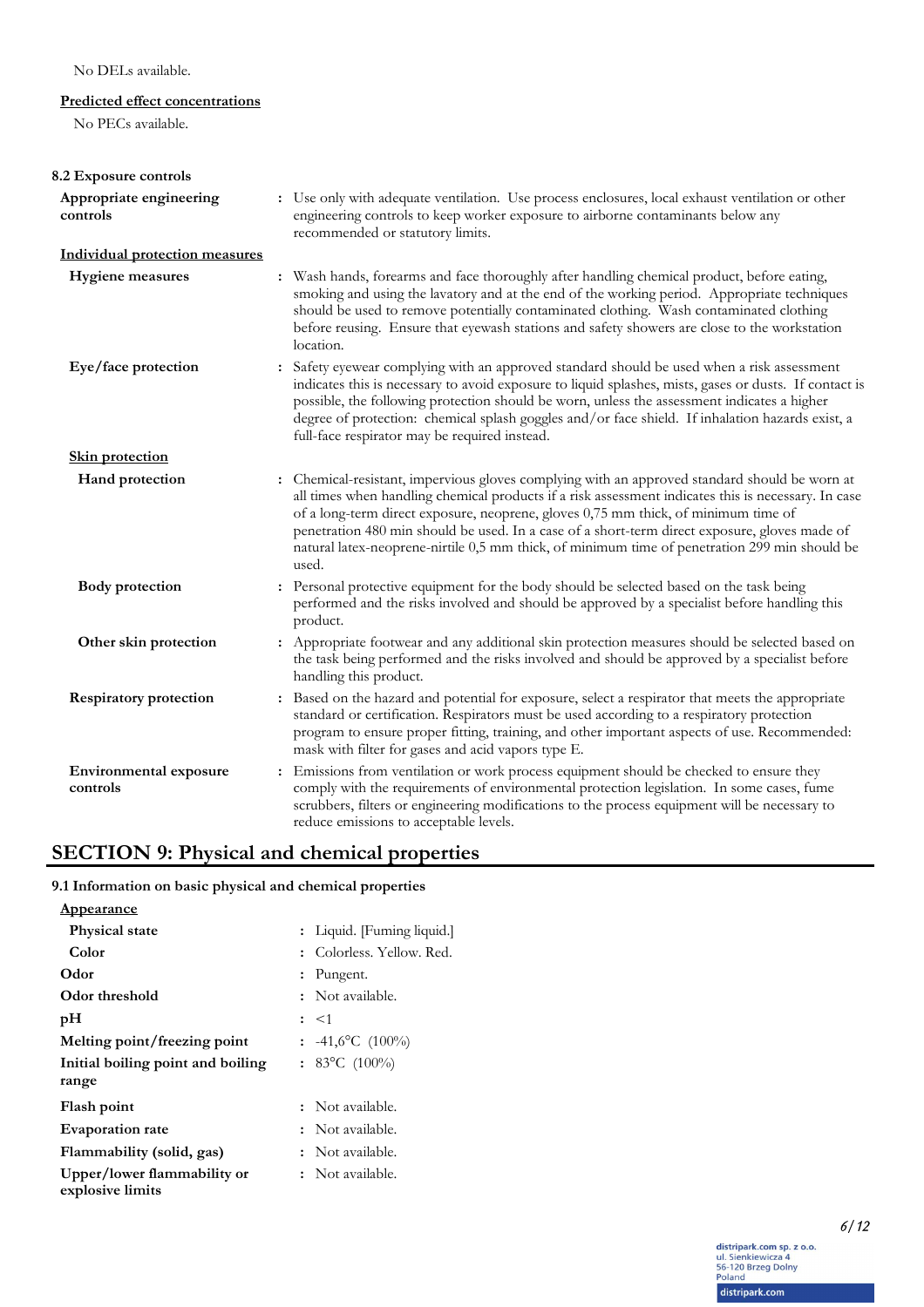No DELs available.

**Predicted effect concentrations**

No PECs available.

**8.2 Exposure controls**

| | |
|---|---|
| **Appropriate engineering controls** | Use only with adequate ventilation. Use process enclosures, local exhaust ventilation or other engineering controls to keep worker exposure to airborne contaminants below any recommended or statutory limits. |

**Individual protection measures**

| | |
|---|---|
| **Hygiene measures** | Wash hands, forearms and face thoroughly after handling chemical product, before eating, smoking and using the lavatory and at the end of the working period. Appropriate techniques should be used to remove potentially contaminated clothing. Wash contaminated clothing before reusing. Ensure that eyewash stations and safety showers are close to the workstation location. |
| **Eye/face protection** | Safety eyewear complying with an approved standard should be used when a risk assessment indicates this is necessary to avoid exposure to liquid splashes, mists, gases or dusts. If contact is possible, the following protection should be worn, unless the assessment indicates a higher degree of protection: chemical splash goggles and/or face shield. If inhalation hazards exist, a full-face respirator may be required instead. |

**Skin protection**

| | |
|---|---|
| **Hand protection** | Chemical-resistant, impervious gloves complying with an approved standard should be worn at all times when handling chemical products if a risk assessment indicates this is necessary. In case of a long-term direct exposure, neoprene, gloves 0,75 mm thick, of minimum time of penetration 480 min should be used. In a case of a short-term direct exposure, gloves made of natural latex-neoprene-nirtile 0,5 mm thick, of minimum time of penetration 299 min should be used. |
| **Body protection** | Personal protective equipment for the body should be selected based on the task being performed and the risks involved and should be approved by a specialist before handling this product. |
| **Other skin protection** | Appropriate footwear and any additional skin protection measures should be selected based on the task being performed and the risks involved and should be approved by a specialist before handling this product. |
| **Respiratory protection** | Based on the hazard and potential for exposure, select a respirator that meets the appropriate standard or certification. Respirators must be used according to a respiratory protection program to ensure proper fitting, training, and other important aspects of use. Recommended: mask with filter for gases and acid vapors type E. |
| **Environmental exposure controls** | Emissions from ventilation or work process equipment should be checked to ensure they comply with the requirements of environmental protection legislation. In some cases, fume scrubbers, filters or engineering modifications to the process equipment will be necessary to reduce emissions to acceptable levels. |

# SECTION 9: Physical and chemical properties

**9.1 Information on basic physical and chemical properties**

**Appearance**

| | |
|---|---|
| **Physical state** | Liquid. [Fuming liquid.] |
| **Color** | Colorless. Yellow. Red. |
| **Odor** | Pungent. |
| **Odor threshold** | Not available. |
| **pH** | <1 |
| **Melting point/freezing point** | -41,6°C (100%) |
| **Initial boiling point and boiling range** | 83°C (100%) |
| **Flash point** | Not available. |
| **Evaporation rate** | Not available. |
| **Flammability (solid, gas)** | Not available. |
| **Upper/lower flammability or explosive limits** | Not available. |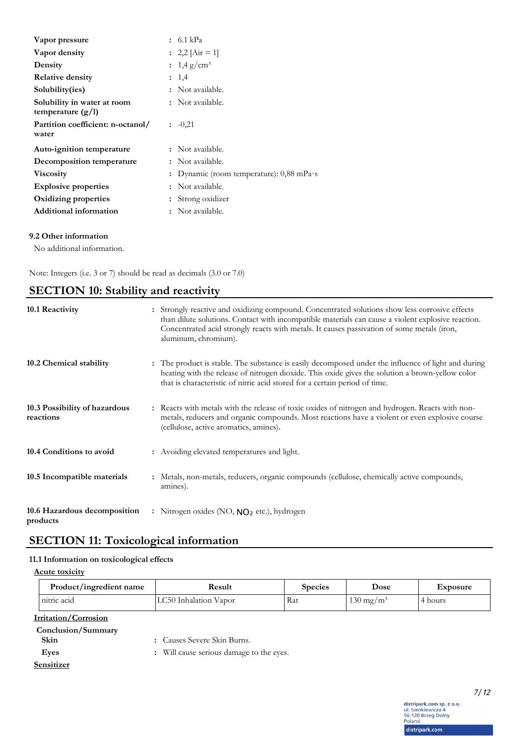| | |
|---|---|
| **Vapor pressure** | : 6.1 kPa |
| **Vapor density** | : 2,2 [Air = 1] |
| **Density** | : 1,4 g/cm³ |
| **Relative density** | : 1,4 |
| **Solubility(ies)** | : Not available. |
| **Solubility in water at room temperature (g/l)** | : Not available. |
| **Partition coefficient: n-octanol/ water** | : -0,21 |
| **Auto-ignition temperature** | : Not available. |
| **Decomposition temperature** | : Not available. |
| **Viscosity** | : Dynamic (room temperature): 0,88 mPa·s |
| **Explosive properties** | : Not available. |
| **Oxidizing properties** | : Strong oxidizer |
| **Additional information** | : Not available. |

### 9.2 Other information

No additional information.

Note: Integers (i.e. 3 or 7) should be read as decimals (3.0 or 7.0)

## SECTION 10: Stability and reactivity

**10.1 Reactivity** : Strongly reactive and oxidizing compound. Concentrated solutions show less corrosive effects than dilute solutions. Contact with incompatible materials can cause a violent explosive reaction. Concentrated acid strongly reacts with metals. It causes passivation of some metals (iron, aluminum, chromium).

**10.2 Chemical stability** : The product is stable. The substance is easily decomposed under the influence of light and during heating with the release of nitrogen dioxide. This oxide gives the solution a brown-yellow color that is characteristic of nitric acid stored for a certain period of time.

**10.3 Possibility of hazardous reactions** : Reacts with metals with the release of toxic oxides of nitrogen and hydrogen. Reacts with non-metals, reducers and organic compounds. Most reactions have a violent or even explosive course (cellulose, active aromatics, amines).

**10.4 Conditions to avoid** : Avoiding elevated temperatures and light.

**10.5 Incompatible materials** : Metals, non-metals, reducers, organic compounds (cellulose, chemically active compounds, amines).

**10.6 Hazardous decomposition products** : Nitrogen oxides (NO, $NO_2$ etc.), hydrogen

## SECTION 11: Toxicological information

### 11.1 Information on toxicological effects

**Acute toxicity**

| Product/ingredient name | Result | Species | Dose | Exposure |
|---|---|---|---|---|
| nitric acid | LC50 Inhalation Vapor | Rat | 130 mg/m³ | 4 hours |

**Irritation/Corrosion**

**Conclusion/Summary**

**Skin** : Causes Severe Skin Burns.

**Eyes** : Will cause serious damage to the eyes.

**Sensitizer**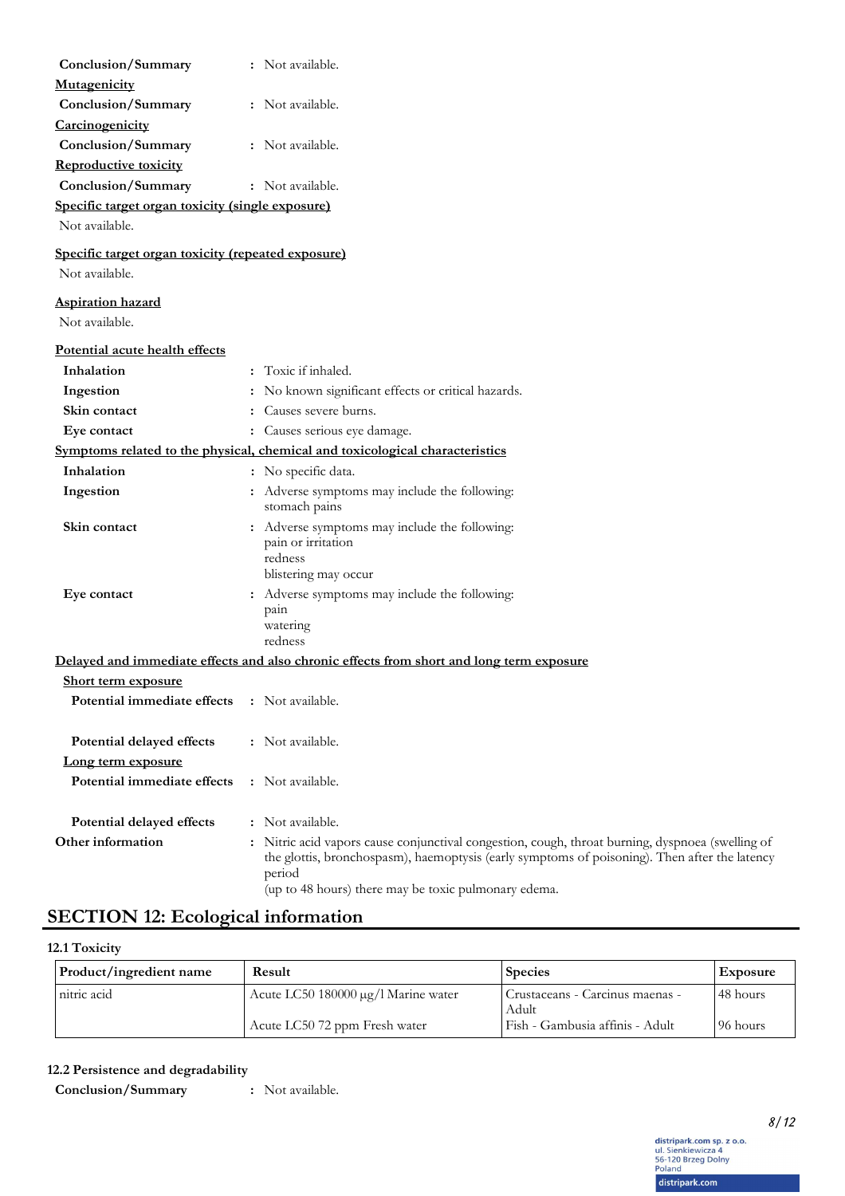**Conclusion/Summary** : Not available.

**Mutagenicity**

**Conclusion/Summary** : Not available.

**Carcinogenicity**

**Conclusion/Summary** : Not available.

**Reproductive toxicity**

**Conclusion/Summary** : Not available.

**Specific target organ toxicity (single exposure)**

Not available.

**Specific target organ toxicity (repeated exposure)**

Not available.

**Aspiration hazard**

Not available.

**Potential acute health effects**

**Inhalation** : Toxic if inhaled.

**Ingestion** : No known significant effects or critical hazards.

**Skin contact** : Causes severe burns.

**Eye contact** : Causes serious eye damage.

**Symptoms related to the physical, chemical and toxicological characteristics**

**Inhalation** : No specific data.

**Ingestion** : Adverse symptoms may include the following:
stomach pains

**Skin contact** : Adverse symptoms may include the following:
pain or irritation
redness
blistering may occur

**Eye contact** : Adverse symptoms may include the following:
pain
watering
redness

**Delayed and immediate effects and also chronic effects from short and long term exposure**

**Short term exposure**

**Potential immediate effects** : Not available.

**Potential delayed effects** : Not available.

**Long term exposure**

**Potential immediate effects** : Not available.

**Potential delayed effects** : Not available.

**Other information** : Nitric acid vapors cause conjunctival congestion, cough, throat burning, dyspnoea (swelling of the glottis, bronchospasm), haemoptysis (early symptoms of poisoning). Then after the latency period
(up to 48 hours) there may be toxic pulmonary edema.

## SECTION 12: Ecological information

### 12.1 Toxicity

| Product/ingredient name | Result | Species | Exposure |
|---|---|---|---|
| nitric acid | Acute LC50 180000 µg/l Marine water | Crustaceans - Carcinus maenas - Adult | 48 hours |
| | Acute LC50 72 ppm Fresh water | Fish - Gambusia affinis - Adult | 96 hours |

### 12.2 Persistence and degradability

**Conclusion/Summary** : Not available.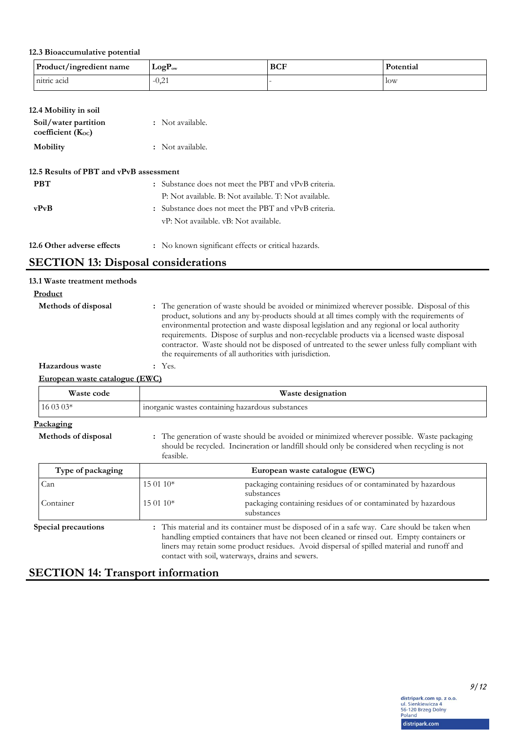#### 12.3 Bioaccumulative potential

| Product/ingredient name | $LogP_{ow}$ | BCF | Potential |
|---|---|---|---|
| nitric acid | -0,21 | - | low |

#### 12.4 Mobility in soil

**Soil/water partition coefficient ($K_{OC}$)** : Not available.

**Mobility** : Not available.

#### 12.5 Results of PBT and vPvB assessment

**PBT** : Substance does not meet the PBT and vPvB criteria.
P: Not available. B: Not available. T: Not available.

**vPvB** : Substance does not meet the PBT and vPvB criteria.
vP: Not available. vB: Not available.

**12.6 Other adverse effects** : No known significant effects or critical hazards.

## SECTION 13: Disposal considerations

#### 13.1 Waste treatment methods

**Product**

**Methods of disposal** : The generation of waste should be avoided or minimized wherever possible. Disposal of this product, solutions and any by-products should at all times comply with the requirements of environmental protection and waste disposal legislation and any regional or local authority requirements. Dispose of surplus and non-recyclable products via a licensed waste disposal contractor. Waste should not be disposed of untreated to the sewer unless fully compliant with the requirements of all authorities with jurisdiction.

**Hazardous waste** : Yes.

**European waste catalogue (EWC)**

| Waste code | Waste designation |
|---|---|
| 16 03 03* | inorganic wastes containing hazardous substances |

**Packaging**

**Methods of disposal** : The generation of waste should be avoided or minimized wherever possible. Waste packaging should be recycled. Incineration or landfill should only be considered when recycling is not feasible.

| Type of packaging | European waste catalogue (EWC) | |
|---|---|---|
| Can | 15 01 10* | packaging containing residues of or contaminated by hazardous substances |
| Container | 15 01 10* | packaging containing residues of or contaminated by hazardous substances |

**Special precautions** : This material and its container must be disposed of in a safe way. Care should be taken when handling emptied containers that have not been cleaned or rinsed out. Empty containers or liners may retain some product residues. Avoid dispersal of spilled material and runoff and contact with soil, waterways, drains and sewers.

## SECTION 14: Transport information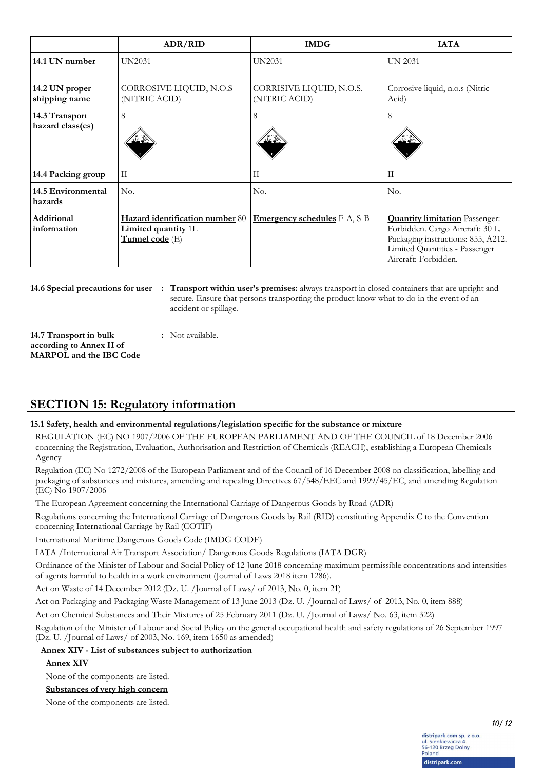| | ADR/RID | IMDG | IATA |
|---|---|---|---|
| **14.1 UN number** | UN2031 | UN2031 | UN 2031 |
| **14.2 UN proper shipping name** | CORROSIVE LIQUID, N.O.S (NITRIC ACID) | CORRISIVE LIQUID, N.O.S. (NITRIC ACID) | Corrosive liquid, n.o.s (Nitric Acid) |
| **14.3 Transport hazard class(es)** | 8 | 8 | 8 |
| **14.4 Packing group** | II | II | II |
| **14.5 Environmental hazards** | No. | No. | No. |
| **Additional information** | **Hazard identification number** 80 **Limited quantity** 1L **Tunnel code** (E) | **Emergency schedules** F-A, S-B | **Quantity limitation** Passenger: Forbidden. Cargo Aircraft: 30 L. Packaging instructions: 855, A212. Limited Quantities - Passenger Aircraft: Forbidden. |

**14.6 Special precautions for user** : **Transport within user's premises:** always transport in closed containers that are upright and secure. Ensure that persons transporting the product know what to do in the event of an accident or spillage.

**14.7 Transport in bulk according to Annex II of MARPOL and the IBC Code** : Not available.

## SECTION 15: Regulatory information

**15.1 Safety, health and environmental regulations/legislation specific for the substance or mixture**

REGULATION (EC) NO 1907/2006 OF THE EUROPEAN PARLIAMENT AND OF THE COUNCIL of 18 December 2006 concerning the Registration, Evaluation, Authorisation and Restriction of Chemicals (REACH), establishing a European Chemicals Agency

Regulation (EC) No 1272/2008 of the European Parliament and of the Council of 16 December 2008 on classification, labelling and packaging of substances and mixtures, amending and repealing Directives 67/548/EEC and 1999/45/EC, and amending Regulation (EC) No 1907/2006

The European Agreement concerning the International Carriage of Dangerous Goods by Road (ADR)

Regulations concerning the International Carriage of Dangerous Goods by Rail (RID) constituting Appendix C to the Convention concerning International Carriage by Rail (COTIF)

International Maritime Dangerous Goods Code (IMDG CODE)

IATA /International Air Transport Association/ Dangerous Goods Regulations (IATA DGR)

Ordinance of the Minister of Labour and Social Policy of 12 June 2018 concerning maximum permissible concentrations and intensities of agents harmful to health in a work environment (Journal of Laws 2018 item 1286).

Act on Waste of 14 December 2012 (Dz. U. /Journal of Laws/ of 2013, No. 0, item 21)

Act on Packaging and Packaging Waste Management of 13 June 2013 (Dz. U. /Journal of Laws/ of 2013, No. 0, item 888)

Act on Chemical Substances and Their Mixtures of 25 February 2011 (Dz. U. /Journal of Laws/ No. 63, item 322)

Regulation of the Minister of Labour and Social Policy on the general occupational health and safety regulations of 26 September 1997 (Dz. U. /Journal of Laws/ of 2003, No. 169, item 1650 as amended)

**Annex XIV - List of substances subject to authorization**

**Annex XIV**

None of the components are listed.

**Substances of very high concern**

None of the components are listed.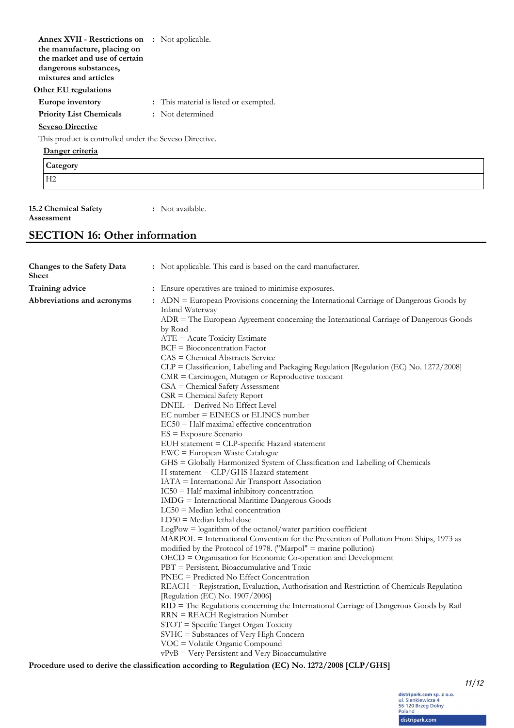**Annex XVII - Restrictions on the manufacture, placing on the market and use of certain dangerous substances, mixtures and articles** : Not applicable.

**Other EU regulations**

**Europe inventory** : This material is listed or exempted.

**Priority List Chemicals** : Not determined

**Seveso Directive**

This product is controlled under the Seveso Directive.

**Danger criteria**

| Category |
|---|
| H2 |

**15.2 Chemical Safety Assessment** : Not available.

## SECTION 16: Other information

**Changes to the Safety Data Sheet** : Not applicable. This card is based on the card manufacturer.

**Training advice** : Ensure operatives are trained to minimise exposures.

**Abbreviations and acronyms** :

ADN = European Provisions concerning the International Carriage of Dangerous Goods by Inland Waterway
ADR = The European Agreement concerning the International Carriage of Dangerous Goods by Road
ATE = Acute Toxicity Estimate
BCF = Bioconcentration Factor
CAS = Chemical Abstracts Service
CLP = Classification, Labelling and Packaging Regulation [Regulation (EC) No. 1272/2008]
CMR = Carcinogen, Mutagen or Reproductive toxicant
CSA = Chemical Safety Assessment
CSR = Chemical Safety Report
DNEL = Derived No Effect Level
EC number = EINECS or ELINCS number
EC50 = Half maximal effective concentration
ES = Exposure Scenario
EUH statement = CLP-specific Hazard statement
EWC = European Waste Catalogue
GHS = Globally Harmonized System of Classification and Labelling of Chemicals
H statement = CLP/GHS Hazard statement
IATA = International Air Transport Association
IC50 = Half maximal inhibitory concentration
IMDG = International Maritime Dangerous Goods
LC50 = Median lethal concentration
LD50 = Median lethal dose
LogPow = logarithm of the octanol/water partition coefficient
MARPOL = International Convention for the Prevention of Pollution From Ships, 1973 as modified by the Protocol of 1978. ("Marpol" = marine pollution)
OECD = Organisation for Economic Co-operation and Development
PBT = Persistent, Bioaccumulative and Toxic
PNEC = Predicted No Effect Concentration
REACH = Registration, Evaluation, Authorisation and Restriction of Chemicals Regulation [Regulation (EC) No. 1907/2006]
RID = The Regulations concerning the International Carriage of Dangerous Goods by Rail
RRN = REACH Registration Number
STOT = Specific Target Organ Toxicity
SVHC = Substances of Very High Concern
VOC = Volatile Organic Compound
vPvB = Very Persistent and Very Bioaccumulative

**Procedure used to derive the classification according to Regulation (EC) No. 1272/2008 [CLP/GHS]**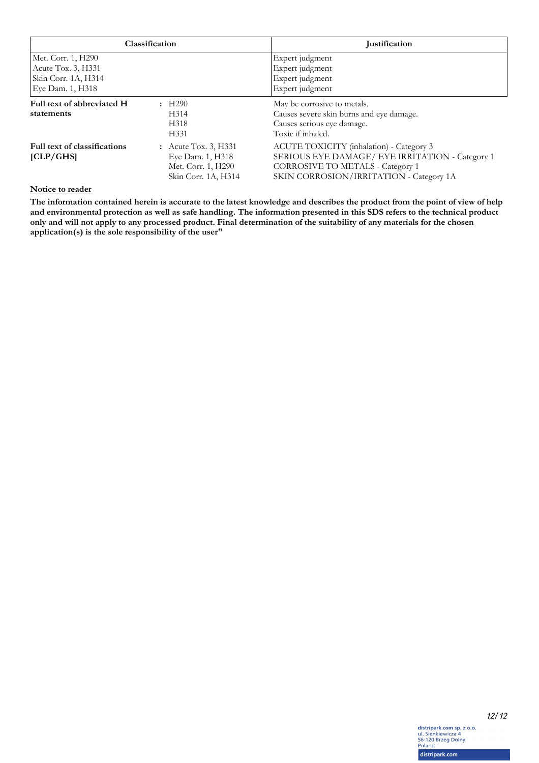| Classification | Justification |
| --- | --- |
| Met. Corr. 1, H290 | Expert judgment |
| Acute Tox. 3, H331 | Expert judgment |
| Skin Corr. 1A, H314 | Expert judgment |
| Eye Dam. 1, H318 | Expert judgment |

| | | |
| --- | --- | --- |
| **Full text of abbreviated H statements** | : H290 | May be corrosive to metals. |
| | H314 | Causes severe skin burns and eye damage. |
| | H318 | Causes serious eye damage. |
| | H331 | Toxic if inhaled. |
| **Full text of classifications [CLP/GHS]** | : Acute Tox. 3, H331 | ACUTE TOXICITY (inhalation) - Category 3 |
| | Eye Dam. 1, H318 | SERIOUS EYE DAMAGE/ EYE IRRITATION - Category 1 |
| | Met. Corr. 1, H290 | CORROSIVE TO METALS - Category 1 |
| | Skin Corr. 1A, H314 | SKIN CORROSION/IRRITATION - Category 1A |

**Notice to reader**

**The information contained herein is accurate to the latest knowledge and describes the product from the point of view of help and environmental protection as well as safe handling. The information presented in this SDS refers to the technical product only and will not apply to any processed product. Final determination of the suitability of any materials for the chosen application(s) is the sole responsibility of the user"**